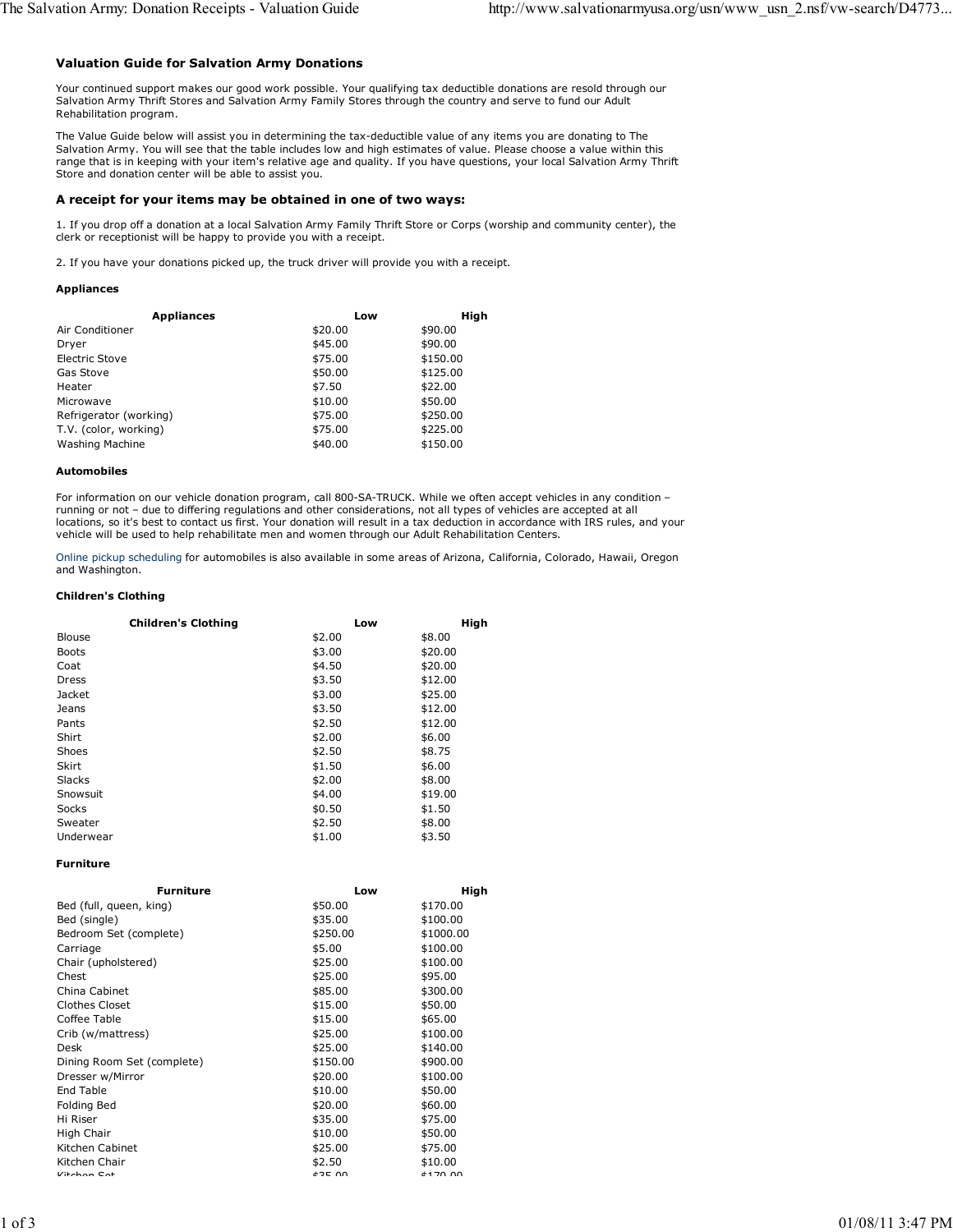## Valuation Guide for Salvation Army Donations

Your continued support makes our good work possible. Your qualifying tax deductible donations are resold through our Salvation Army Thrift Stores and Salvation Army Family Stores through the country and serve to fund our Adult Rehabilitation program.

The Value Guide below will assist you in determining the tax-deductible value of any items you are donating to The Salvation Army. You will see that the table includes low and high estimates of value. Please choose a value within this range that is in keeping with your item's relative age and quality. If you have questions, your local Salvation Army Thrift Store and donation center will be able to assist you.

### A receipt for your items may be obtained in one of two ways:

1. If you drop off a donation at a local Salvation Army Family Thrift Store or Corps (worship and community center), the clerk or receptionist will be happy to provide you with a receipt.

2. If you have your donations picked up, the truck driver will provide you with a receipt.

**Appliances**

| Appliances | Low | High |
|---|---|---|
| Air Conditioner | $20.00 | $90.00 |
| Dryer | $45.00 | $90.00 |
| Electric Stove | $75.00 | $150.00 |
| Gas Stove | $50.00 | $125.00 |
| Heater | $7.50 | $22.00 |
| Microwave | $10.00 | $50.00 |
| Refrigerator (working) | $75.00 | $250.00 |
| T.V. (color, working) | $75.00 | $225.00 |
| Washing Machine | $40.00 | $150.00 |

**Automobiles**

For information on our vehicle donation program, call 800-SA-TRUCK. While we often accept vehicles in any condition – running or not – due to differing regulations and other considerations, not all types of vehicles are accepted at all locations, so it's best to contact us first. Your donation will result in a tax deduction in accordance with IRS rules, and your vehicle will be used to help rehabilitate men and women through our Adult Rehabilitation Centers.

Online pickup scheduling for automobiles is also available in some areas of Arizona, California, Colorado, Hawaii, Oregon and Washington.

**Children's Clothing**

| Children's Clothing | Low | High |
|---|---|---|
| Blouse | $2.00 | $8.00 |
| Boots | $3.00 | $20.00 |
| Coat | $4.50 | $20.00 |
| Dress | $3.50 | $12.00 |
| Jacket | $3.00 | $25.00 |
| Jeans | $3.50 | $12.00 |
| Pants | $2.50 | $12.00 |
| Shirt | $2.00 | $6.00 |
| Shoes | $2.50 | $8.75 |
| Skirt | $1.50 | $6.00 |
| Slacks | $2.00 | $8.00 |
| Snowsuit | $4.00 | $19.00 |
| Socks | $0.50 | $1.50 |
| Sweater | $2.50 | $8.00 |
| Underwear | $1.00 | $3.50 |

**Furniture**

| Furniture | Low | High |
|---|---|---|
| Bed (full, queen, king) | $50.00 | $170.00 |
| Bed (single) | $35.00 | $100.00 |
| Bedroom Set (complete) | $250.00 | $1000.00 |
| Carriage | $5.00 | $100.00 |
| Chair (upholstered) | $25.00 | $100.00 |
| Chest | $25.00 | $95.00 |
| China Cabinet | $85.00 | $300.00 |
| Clothes Closet | $15.00 | $50.00 |
| Coffee Table | $15.00 | $65.00 |
| Crib (w/mattress) | $25.00 | $100.00 |
| Desk | $25.00 | $140.00 |
| Dining Room Set (complete) | $150.00 | $900.00 |
| Dresser w/Mirror | $20.00 | $100.00 |
| End Table | $10.00 | $50.00 |
| Folding Bed | $20.00 | $60.00 |
| Hi Riser | $35.00 | $75.00 |
| High Chair | $10.00 | $50.00 |
| Kitchen Cabinet | $25.00 | $75.00 |
| Kitchen Chair | $2.50 | $10.00 |
| Kitchen Set | $35.00 | $170.00 |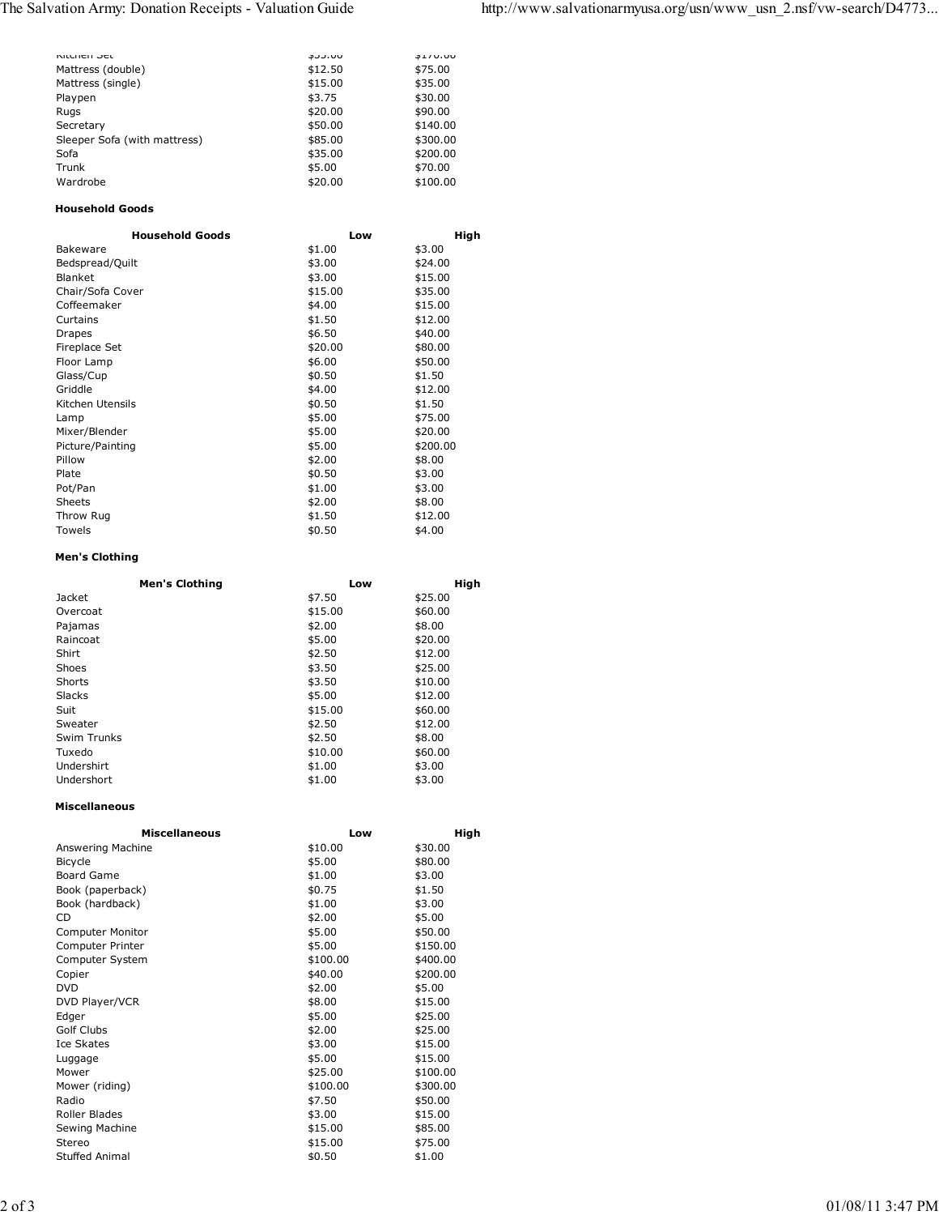| | | |
|---|---|---|
| Kitchen Set | $35.00 | $170.00 |
| Mattress (double) | $12.50 | $75.00 |
| Mattress (single) | $15.00 | $35.00 |
| Playpen | $3.75 | $30.00 |
| Rugs | $20.00 | $90.00 |
| Secretary | $50.00 | $140.00 |
| Sleeper Sofa (with mattress) | $85.00 | $300.00 |
| Sofa | $35.00 | $200.00 |
| Trunk | $5.00 | $70.00 |
| Wardrobe | $20.00 | $100.00 |

**Household Goods**

| Household Goods | Low | High |
|---|---|---|
| Bakeware | $1.00 | $3.00 |
| Bedspread/Quilt | $3.00 | $24.00 |
| Blanket | $3.00 | $15.00 |
| Chair/Sofa Cover | $15.00 | $35.00 |
| Coffeemaker | $4.00 | $15.00 |
| Curtains | $1.50 | $12.00 |
| Drapes | $6.50 | $40.00 |
| Fireplace Set | $20.00 | $80.00 |
| Floor Lamp | $6.00 | $50.00 |
| Glass/Cup | $0.50 | $1.50 |
| Griddle | $4.00 | $12.00 |
| Kitchen Utensils | $0.50 | $1.50 |
| Lamp | $5.00 | $75.00 |
| Mixer/Blender | $5.00 | $20.00 |
| Picture/Painting | $5.00 | $200.00 |
| Pillow | $2.00 | $8.00 |
| Plate | $0.50 | $3.00 |
| Pot/Pan | $1.00 | $3.00 |
| Sheets | $2.00 | $8.00 |
| Throw Rug | $1.50 | $12.00 |
| Towels | $0.50 | $4.00 |

**Men's Clothing**

| Men's Clothing | Low | High |
|---|---|---|
| Jacket | $7.50 | $25.00 |
| Overcoat | $15.00 | $60.00 |
| Pajamas | $2.00 | $8.00 |
| Raincoat | $5.00 | $20.00 |
| Shirt | $2.50 | $12.00 |
| Shoes | $3.50 | $25.00 |
| Shorts | $3.50 | $10.00 |
| Slacks | $5.00 | $12.00 |
| Suit | $15.00 | $60.00 |
| Sweater | $2.50 | $12.00 |
| Swim Trunks | $2.50 | $8.00 |
| Tuxedo | $10.00 | $60.00 |
| Undershirt | $1.00 | $3.00 |
| Undershort | $1.00 | $3.00 |

**Miscellaneous**

| Miscellaneous | Low | High |
|---|---|---|
| Answering Machine | $10.00 | $30.00 |
| Bicycle | $5.00 | $80.00 |
| Board Game | $1.00 | $3.00 |
| Book (paperback) | $0.75 | $1.50 |
| Book (hardback) | $1.00 | $3.00 |
| CD | $2.00 | $5.00 |
| Computer Monitor | $5.00 | $50.00 |
| Computer Printer | $5.00 | $150.00 |
| Computer System | $100.00 | $400.00 |
| Copier | $40.00 | $200.00 |
| DVD | $2.00 | $5.00 |
| DVD Player/VCR | $8.00 | $15.00 |
| Edger | $5.00 | $25.00 |
| Golf Clubs | $2.00 | $25.00 |
| Ice Skates | $3.00 | $15.00 |
| Luggage | $5.00 | $15.00 |
| Mower | $25.00 | $100.00 |
| Mower (riding) | $100.00 | $300.00 |
| Radio | $7.50 | $50.00 |
| Roller Blades | $3.00 | $15.00 |
| Sewing Machine | $15.00 | $85.00 |
| Stereo | $15.00 | $75.00 |
| Stuffed Animal | $0.50 | $1.00 |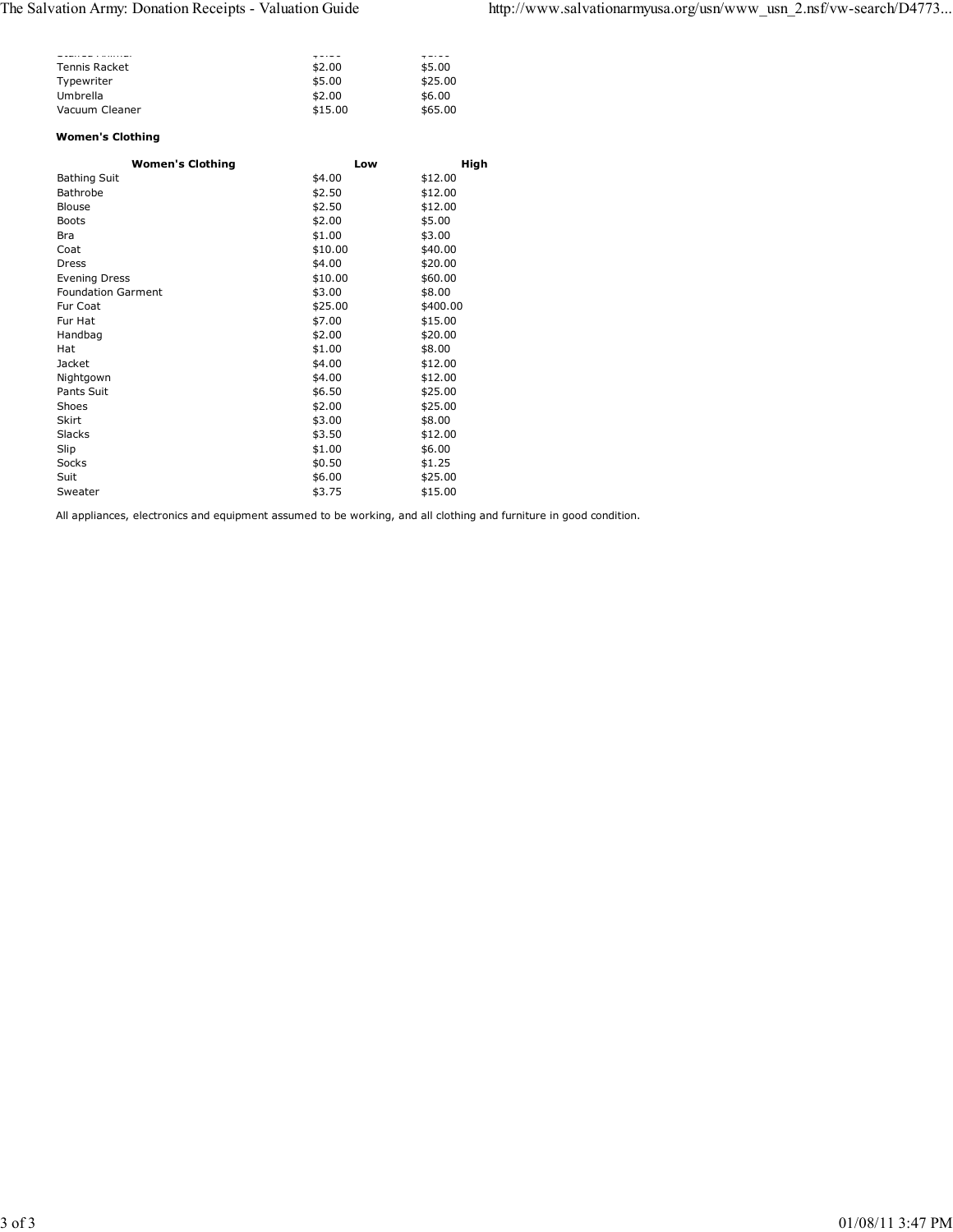| | | |
|---|---|---|
| Stuffed Animal | $0.50 | $2.00 |
| Tennis Racket | $2.00 | $5.00 |
| Typewriter | $5.00 | $25.00 |
| Umbrella | $2.00 | $6.00 |
| Vacuum Cleaner | $15.00 | $65.00 |

**Women's Clothing**

| Women's Clothing | Low | High |
|---|---|---|
| Bathing Suit | $4.00 | $12.00 |
| Bathrobe | $2.50 | $12.00 |
| Blouse | $2.50 | $12.00 |
| Boots | $2.00 | $5.00 |
| Bra | $1.00 | $3.00 |
| Coat | $10.00 | $40.00 |
| Dress | $4.00 | $20.00 |
| Evening Dress | $10.00 | $60.00 |
| Foundation Garment | $3.00 | $8.00 |
| Fur Coat | $25.00 | $400.00 |
| Fur Hat | $7.00 | $15.00 |
| Handbag | $2.00 | $20.00 |
| Hat | $1.00 | $8.00 |
| Jacket | $4.00 | $12.00 |
| Nightgown | $4.00 | $12.00 |
| Pants Suit | $6.50 | $25.00 |
| Shoes | $2.00 | $25.00 |
| Skirt | $3.00 | $8.00 |
| Slacks | $3.50 | $12.00 |
| Slip | $1.00 | $6.00 |
| Socks | $0.50 | $1.25 |
| Suit | $6.00 | $25.00 |
| Sweater | $3.75 | $15.00 |

All appliances, electronics and equipment assumed to be working, and all clothing and furniture in good condition.